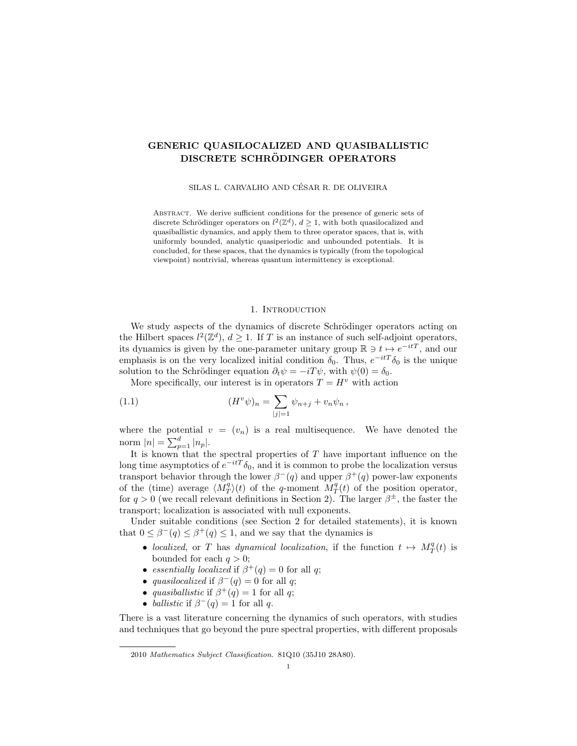# GENERIC QUASILOCALIZED AND QUASIBALLISTIC DISCRETE SCHRÖDINGER OPERATORS

SILAS L. CARVALHO AND CÉSAR R. DE OLIVEIRA

Abstract. We derive sufficient conditions for the presence of generic sets of discrete Schrödinger operators on $l^2(\mathbb{Z}^d)$, $d \geq 1$, with both quasilocalized and quasiballistic dynamics, and apply them to three operator spaces, that is, with uniformly bounded, analytic quasiperiodic and unbounded potentials. It is concluded, for these spaces, that the dynamics is typically (from the topological viewpoint) nontrivial, whereas quantum intermittency is exceptional.

## 1. Introduction

We study aspects of the dynamics of discrete Schrödinger operators acting on the Hilbert spaces $l^2(\mathbb{Z}^d)$, $d \geq 1$. If $T$ is an instance of such self-adjoint operators, its dynamics is given by the one-parameter unitary group $\mathbb{R} \ni t \mapsto e^{-itT}$, and our emphasis is on the very localized initial condition $\delta_0$. Thus, $e^{-itT}\delta_0$ is the unique solution to the Schrödinger equation $\partial_t \psi = -iT\psi$, with $\psi(0) = \delta_0$.

More specifically, our interest is in operators $T = H^v$ with action

$$(H^v\psi)_n = \sum_{|j|=1} \psi_{n+j} + v_n\psi_n \,, \tag{1.1}$$

where the potential $v = (v_n)$ is a real multisequence. We have denoted the norm $|n| = \sum_{p=1}^{d} |n_p|$.

It is known that the spectral properties of $T$ have important influence on the long time asymptotics of $e^{-itT}\delta_0$, and it is common to probe the localization versus transport behavior through the lower $\beta^-(q)$ and upper $\beta^+(q)$ power-law exponents of the (time) average $\langle M_T^q\rangle(t)$ of the $q$-moment $M_T^q(t)$ of the position operator, for $q > 0$ (we recall relevant definitions in Section 2). The larger $\beta^{\pm}$, the faster the transport; localization is associated with null exponents.

Under suitable conditions (see Section 2 for detailed statements), it is known that $0 \leq \beta^-(q) \leq \beta^+(q) \leq 1$, and we say that the dynamics is

- *localized*, or $T$ has *dynamical localization*, if the function $t \mapsto M_T^q(t)$ is bounded for each $q > 0$;
- *essentially localized* if $\beta^+(q) = 0$ for all $q$;
- *quasilocalized* if $\beta^-(q) = 0$ for all $q$;
- *quasiballistic* if $\beta^+(q) = 1$ for all $q$;
- *ballistic* if $\beta^-(q) = 1$ for all $q$.

There is a vast literature concerning the dynamics of such operators, with studies and techniques that go beyond the pure spectral properties, with different proposals

2010 *Mathematics Subject Classification.* 81Q10 (35J10 28A80).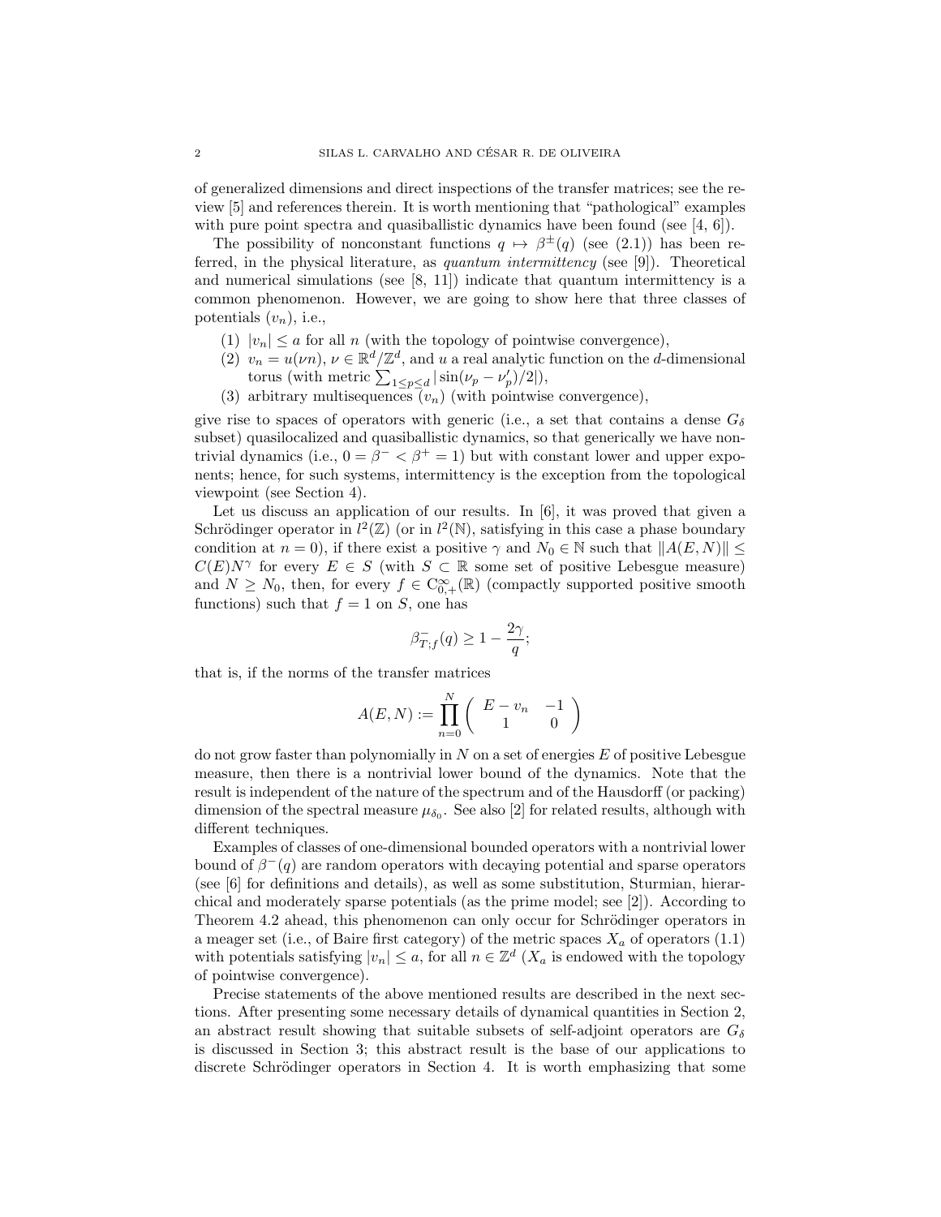of generalized dimensions and direct inspections of the transfer matrices; see the review [5] and references therein. It is worth mentioning that "pathological" examples with pure point spectra and quasiballistic dynamics have been found (see [4, 6]).

The possibility of nonconstant functions $q \mapsto \beta^{\pm}(q)$ (see (2.1)) has been referred, in the physical literature, as *quantum intermittency* (see [9]). Theoretical and numerical simulations (see [8, 11]) indicate that quantum intermittency is a common phenomenon. However, we are going to show here that three classes of potentials $(v_n)$, i.e.,

1. $|v_n| \leq a$ for all $n$ (with the topology of pointwise convergence),
2. $v_n = u(\nu n)$, $\nu \in \mathbb{R}^d/\mathbb{Z}^d$, and $u$ a real analytic function on the $d$-dimensional torus (with metric $\sum_{1\leq p\leq d} |\sin(\nu_p - \nu'_p)/2|$),
3. arbitrary multisequences $(v_n)$ (with pointwise convergence),

give rise to spaces of operators with generic (i.e., a set that contains a dense $G_\delta$ subset) quasilocalized and quasiballistic dynamics, so that generically we have nontrivial dynamics (i.e., $0 = \beta^- < \beta^+ = 1$) but with constant lower and upper exponents; hence, for such systems, intermittency is the exception from the topological viewpoint (see Section 4).

Let us discuss an application of our results. In [6], it was proved that given a Schrödinger operator in $l^2(\mathbb{Z})$ (or in $l^2(\mathbb{N})$, satisfying in this case a phase boundary condition at $n = 0$), if there exist a positive $\gamma$ and $N_0 \in \mathbb{N}$ such that $\|A(E, N)\| \leq C(E)N^\gamma$ for every $E \in S$ (with $S \subset \mathbb{R}$ some set of positive Lebesgue measure) and $N \geq N_0$, then, for every $f \in C^\infty_{0,+}(\mathbb{R})$ (compactly supported positive smooth functions) such that $f = 1$ on $S$, one has

$$\beta^-_{T;f}(q) \geq 1 - \frac{2\gamma}{q};$$

that is, if the norms of the transfer matrices

$$A(E, N) := \prod_{n=0}^{N} \begin{pmatrix} E - v_n & -1 \\ 1 & 0 \end{pmatrix}$$

do not grow faster than polynomially in $N$ on a set of energies $E$ of positive Lebesgue measure, then there is a nontrivial lower bound of the dynamics. Note that the result is independent of the nature of the spectrum and of the Hausdorff (or packing) dimension of the spectral measure $\mu_{\delta_0}$. See also [2] for related results, although with different techniques.

Examples of classes of one-dimensional bounded operators with a nontrivial lower bound of $\beta^-(q)$ are random operators with decaying potential and sparse operators (see [6] for definitions and details), as well as some substitution, Sturmian, hierarchical and moderately sparse potentials (as the prime model; see [2]). According to Theorem 4.2 ahead, this phenomenon can only occur for Schrödinger operators in a meager set (i.e., of Baire first category) of the metric spaces $X_a$ of operators (1.1) with potentials satisfying $|v_n| \leq a$, for all $n \in \mathbb{Z}^d$ ($X_a$ is endowed with the topology of pointwise convergence).

Precise statements of the above mentioned results are described in the next sections. After presenting some necessary details of dynamical quantities in Section 2, an abstract result showing that suitable subsets of self-adjoint operators are $G_\delta$ is discussed in Section 3; this abstract result is the base of our applications to discrete Schrödinger operators in Section 4. It is worth emphasizing that some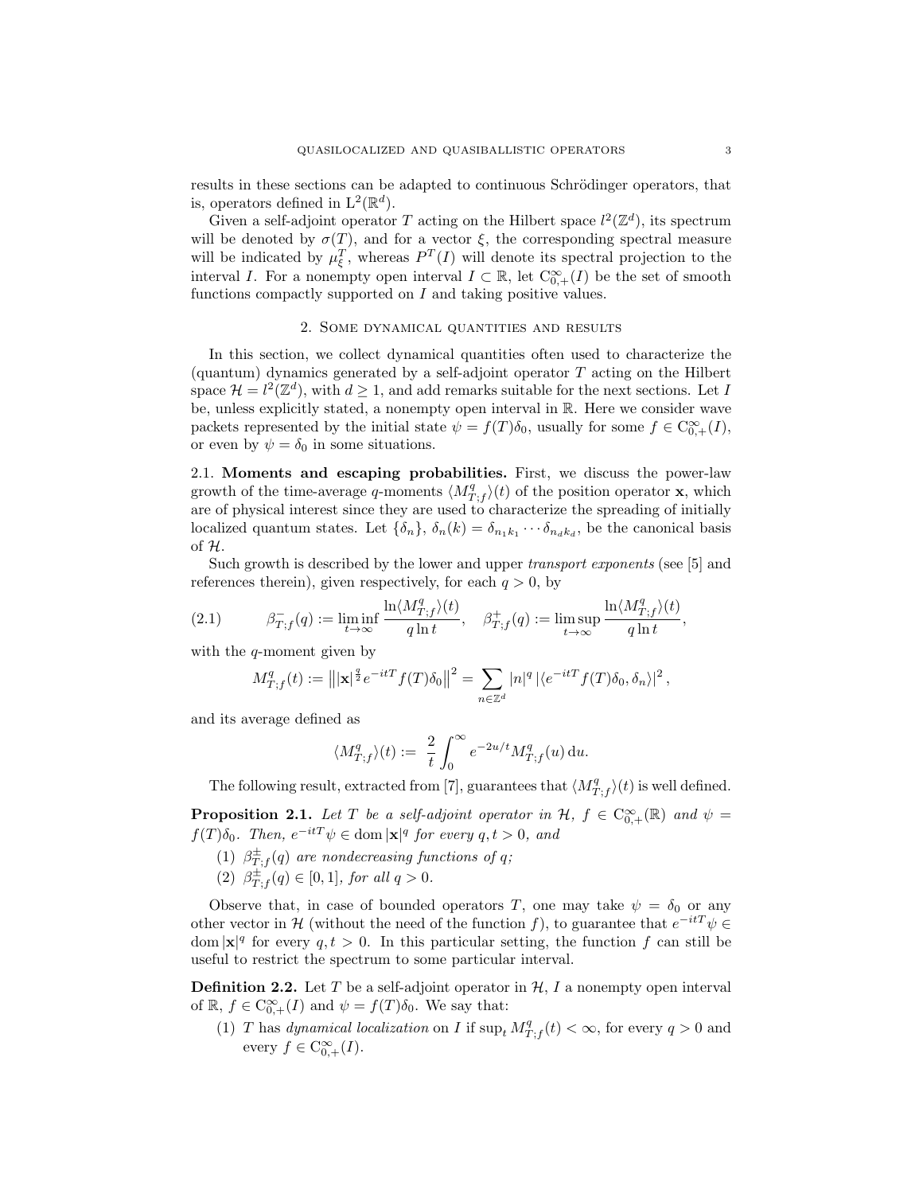results in these sections can be adapted to continuous Schrödinger operators, that is, operators defined in $\mathrm{L}^2(\mathbb{R}^d)$.

Given a self-adjoint operator $T$ acting on the Hilbert space $l^2(\mathbb{Z}^d)$, its spectrum will be denoted by $\sigma(T)$, and for a vector $\xi$, the corresponding spectral measure will be indicated by $\mu_\xi^T$, whereas $P^T(I)$ will denote its spectral projection to the interval $I$. For a nonempty open interval $I \subset \mathbb{R}$, let $\mathrm{C}^\infty_{0,+}(I)$ be the set of smooth functions compactly supported on $I$ and taking positive values.

## 2. Some dynamical quantities and results

In this section, we collect dynamical quantities often used to characterize the (quantum) dynamics generated by a self-adjoint operator $T$ acting on the Hilbert space $\mathcal{H} = l^2(\mathbb{Z}^d)$, with $d \geq 1$, and add remarks suitable for the next sections. Let $I$ be, unless explicitly stated, a nonempty open interval in $\mathbb{R}$. Here we consider wave packets represented by the initial state $\psi = f(T)\delta_0$, usually for some $f \in \mathrm{C}^\infty_{0,+}(I)$, or even by $\psi = \delta_0$ in some situations.

**2.1. Moments and escaping probabilities.** First, we discuss the power-law growth of the time-average $q$-moments $\langle M^q_{T;f}\rangle(t)$ of the position operator $\mathbf{x}$, which are of physical interest since they are used to characterize the spreading of initially localized quantum states. Let $\{\delta_n\}$, $\delta_n(k) = \delta_{n_1 k_1} \cdots \delta_{n_d k_d}$, be the canonical basis of $\mathcal{H}$.

Such growth is described by the lower and upper *transport exponents* (see [5] and references therein), given respectively, for each $q > 0$, by

$$\beta^-_{T;f}(q) := \liminf_{t\to\infty} \frac{\ln\langle M^q_{T;f}\rangle(t)}{q \ln t}, \quad \beta^+_{T;f}(q) := \limsup_{t\to\infty} \frac{\ln\langle M^q_{T;f}\rangle(t)}{q \ln t}, \tag{2.1}$$

with the $q$-moment given by

$$M^q_{T;f}(t) := \left\| |\mathbf{x}|^{\frac{q}{2}} e^{-itT} f(T)\delta_0 \right\|^2 = \sum_{n\in\mathbb{Z}^d} |n|^q \left|\langle e^{-itT} f(T)\delta_0, \delta_n\rangle\right|^2,$$

and its average defined as

$$\langle M^q_{T;f}\rangle(t) := \frac{2}{t}\int_0^\infty e^{-2u/t} M^q_{T;f}(u)\,\mathrm{d}u.$$

The following result, extracted from [7], guarantees that $\langle M^q_{T;f}\rangle(t)$ is well defined.

**Proposition 2.1.** *Let $T$ be a self-adjoint operator in $\mathcal{H}$, $f \in \mathrm{C}^\infty_{0,+}(\mathbb{R})$ and $\psi = f(T)\delta_0$. Then, $e^{-itT}\psi \in \operatorname{dom}|\mathbf{x}|^q$ for every $q, t > 0$, and*

1. *$\beta^\pm_{T;f}(q)$ are nondecreasing functions of $q$;*
2. *$\beta^\pm_{T;f}(q) \in [0, 1]$, for all $q > 0$.*

Observe that, in case of bounded operators $T$, one may take $\psi = \delta_0$ or any other vector in $\mathcal{H}$ (without the need of the function $f$), to guarantee that $e^{-itT}\psi \in \operatorname{dom}|\mathbf{x}|^q$ for every $q, t > 0$. In this particular setting, the function $f$ can still be useful to restrict the spectrum to some particular interval.

**Definition 2.2.** Let $T$ be a self-adjoint operator in $\mathcal{H}$, $I$ a nonempty open interval of $\mathbb{R}$, $f \in \mathrm{C}^\infty_{0,+}(I)$ and $\psi = f(T)\delta_0$. We say that:

1. $T$ has *dynamical localization* on $I$ if $\sup_t M^q_{T;f}(t) < \infty$, for every $q > 0$ and every $f \in \mathrm{C}^\infty_{0,+}(I)$.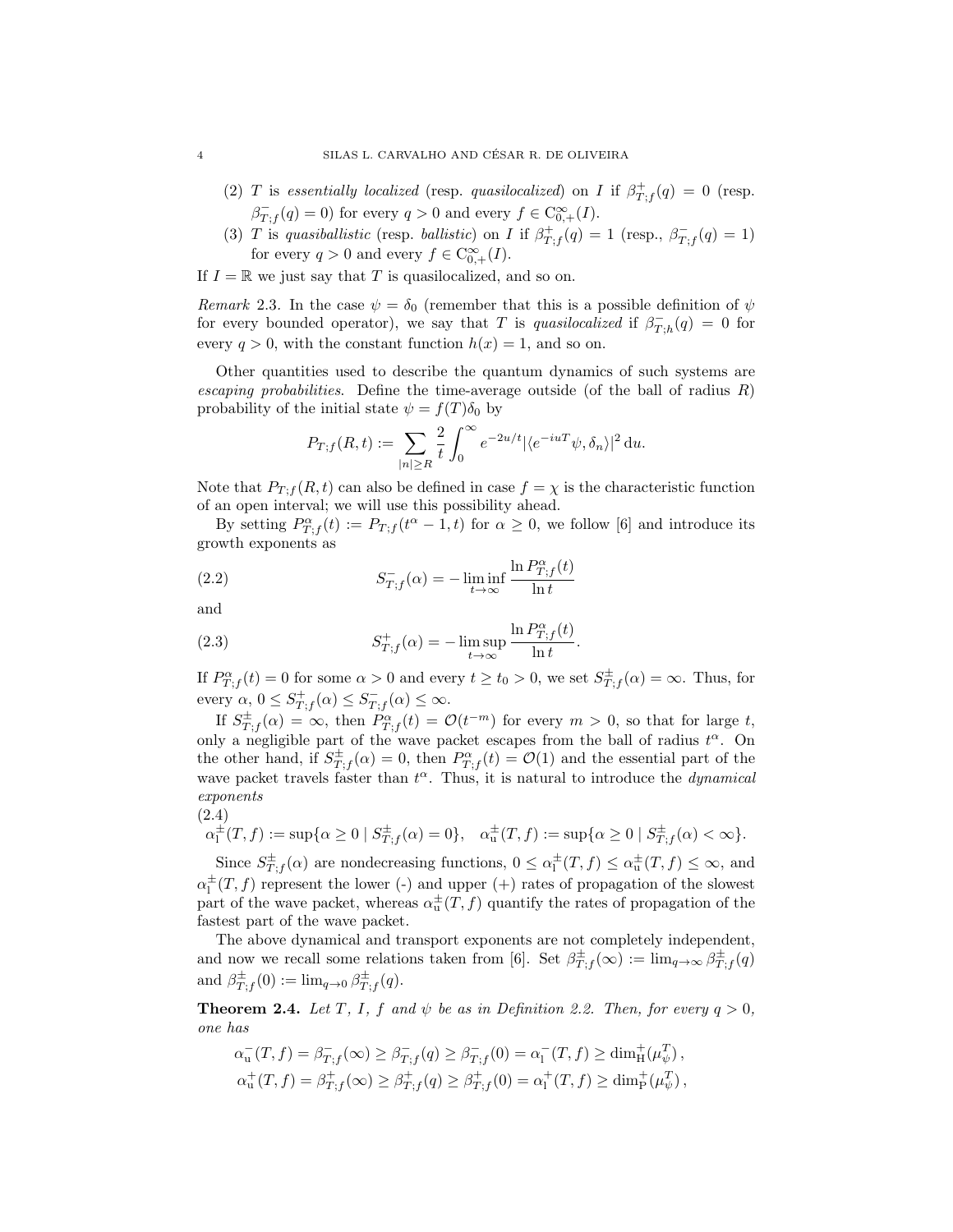(2) $T$ is *essentially localized* (resp. *quasilocalized*) on $I$ if $\beta^+_{T;f}(q) = 0$ (resp. $\beta^-_{T;f}(q) = 0$) for every $q > 0$ and every $f \in C^\infty_{0,+}(I)$.

(3) $T$ is *quasiballistic* (resp. *ballistic*) on $I$ if $\beta^+_{T;f}(q) = 1$ (resp., $\beta^-_{T;f}(q) = 1$) for every $q > 0$ and every $f \in C^\infty_{0,+}(I)$.

If $I = \mathbb{R}$ we just say that $T$ is quasilocalized, and so on.

*Remark* 2.3. In the case $\psi = \delta_0$ (remember that this is a possible definition of $\psi$ for every bounded operator), we say that $T$ is *quasilocalized* if $\beta^-_{T;h}(q) = 0$ for every $q > 0$, with the constant function $h(x) = 1$, and so on.

Other quantities used to describe the quantum dynamics of such systems are *escaping probabilities*. Define the time-average outside (of the ball of radius $R$) probability of the initial state $\psi = f(T)\delta_0$ by

$$P_{T;f}(R,t) := \sum_{|n| \geq R} \frac{2}{t} \int_0^\infty e^{-2u/t} |\langle e^{-iuT}\psi, \delta_n\rangle|^2 \,\mathrm{d}u.$$

Note that $P_{T;f}(R,t)$ can also be defined in case $f = \chi$ is the characteristic function of an open interval; we will use this possibility ahead.

By setting $P^\alpha_{T;f}(t) := P_{T;f}(t^\alpha - 1, t)$ for $\alpha \geq 0$, we follow [6] and introduce its growth exponents as

$$S^-_{T;f}(\alpha) = -\liminf_{t\to\infty} \frac{\ln P^\alpha_{T;f}(t)}{\ln t} \tag{2.2}$$

and

$$S^+_{T;f}(\alpha) = -\limsup_{t\to\infty} \frac{\ln P^\alpha_{T;f}(t)}{\ln t}. \tag{2.3}$$

If $P^\alpha_{T;f}(t) = 0$ for some $\alpha > 0$ and every $t \geq t_0 > 0$, we set $S^\pm_{T;f}(\alpha) = \infty$. Thus, for every $\alpha$, $0 \leq S^+_{T;f}(\alpha) \leq S^-_{T;f}(\alpha) \leq \infty$.

If $S^\pm_{T;f}(\alpha) = \infty$, then $P^\alpha_{T;f}(t) = \mathcal{O}(t^{-m})$ for every $m > 0$, so that for large $t$, only a negligible part of the wave packet escapes from the ball of radius $t^\alpha$. On the other hand, if $S^\pm_{T;f}(\alpha) = 0$, then $P^\alpha_{T;f}(t) = \mathcal{O}(1)$ and the essential part of the wave packet travels faster than $t^\alpha$. Thus, it is natural to introduce the *dynamical exponents*

$$\alpha^\pm_{\mathrm{l}}(T,f) := \sup\{\alpha \geq 0 \mid S^\pm_{T;f}(\alpha) = 0\}, \quad \alpha^\pm_{\mathrm{u}}(T,f) := \sup\{\alpha \geq 0 \mid S^\pm_{T;f}(\alpha) < \infty\}. \tag{2.4}$$

Since $S^\pm_{T;f}(\alpha)$ are nondecreasing functions, $0 \leq \alpha^\pm_{\mathrm{l}}(T,f) \leq \alpha^\pm_{\mathrm{u}}(T,f) \leq \infty$, and $\alpha^\pm_{\mathrm{l}}(T,f)$ represent the lower (-) and upper (+) rates of propagation of the slowest part of the wave packet, whereas $\alpha^\pm_{\mathrm{u}}(T,f)$ quantify the rates of propagation of the fastest part of the wave packet.

The above dynamical and transport exponents are not completely independent, and now we recall some relations taken from [6]. Set $\beta^\pm_{T;f}(\infty) := \lim_{q\to\infty} \beta^\pm_{T;f}(q)$ and $\beta^\pm_{T;f}(0) := \lim_{q\to 0} \beta^\pm_{T;f}(q)$.

**Theorem 2.4.** *Let $T$, $I$, $f$ and $\psi$ be as in Definition 2.2. Then, for every $q > 0$, one has*

$$\alpha^-_{\mathrm{u}}(T,f) = \beta^-_{T;f}(\infty) \geq \beta^-_{T;f}(q) \geq \beta^-_{T;f}(0) = \alpha^-_{\mathrm{l}}(T,f) \geq \dim^+_{\mathrm{H}}(\mu^T_\psi)\,,$$
$$\alpha^+_{\mathrm{u}}(T,f) = \beta^+_{T;f}(\infty) \geq \beta^+_{T;f}(q) \geq \beta^+_{T;f}(0) = \alpha^+_{\mathrm{l}}(T,f) \geq \dim^+_{\mathrm{P}}(\mu^T_\psi)\,,$$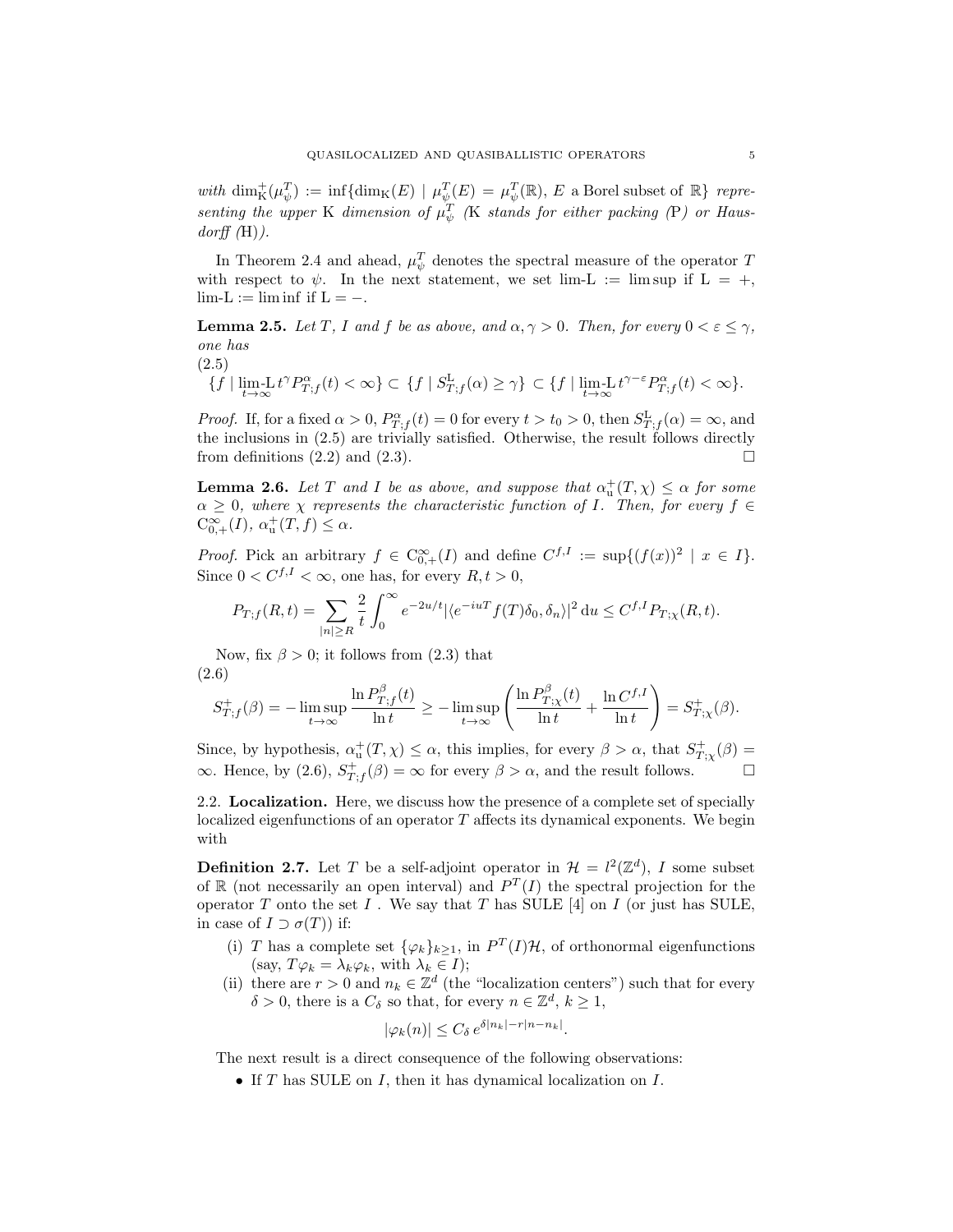*with* $\dim_{\mathrm{K}}^{+}(\mu_\psi^T) := \inf\{\dim_{\mathrm{K}}(E) \mid \mu_\psi^T(E) = \mu_\psi^T(\mathbb{R}),\, E \text{ a Borel subset of } \mathbb{R}\}$ *representing the upper* K *dimension of* $\mu_\psi^T$ *(*K *stands for either packing (*P*) or Hausdorff (*H*)).*

In Theorem 2.4 and ahead, $\mu_\psi^T$ denotes the spectral measure of the operator $T$ with respect to $\psi$. In the next statement, we set lim-L $:= \limsup$ if L $= +$, lim-L $:= \liminf$ if L $= -$.

**Lemma 2.5.** *Let $T$, $I$ and $f$ be as above, and $\alpha, \gamma > 0$. Then, for every $0 < \varepsilon \leq \gamma$, one has*

$$
\{f \mid \underset{t\to\infty}{\text{lim-L}}\, t^{\gamma} P^{\alpha}_{T;f}(t) < \infty\} \subset \{f \mid S^{\mathrm{L}}_{T;f}(\alpha) \geq \gamma\} \subset \{f \mid \underset{t\to\infty}{\text{lim-L}}\, t^{\gamma-\varepsilon} P^{\alpha}_{T;f}(t) < \infty\}. \tag{2.5}
$$

*Proof.* If, for a fixed $\alpha > 0$, $P^{\alpha}_{T;f}(t) = 0$ for every $t > t_0 > 0$, then $S^{\mathrm{L}}_{T;f}(\alpha) = \infty$, and the inclusions in (2.5) are trivially satisfied. Otherwise, the result follows directly from definitions (2.2) and (2.3). $\square$

**Lemma 2.6.** *Let $T$ and $I$ be as above, and suppose that $\alpha_{\mathrm{u}}^{+}(T,\chi) \leq \alpha$ for some $\alpha \geq 0$, where $\chi$ represents the characteristic function of $I$. Then, for every $f \in \mathrm{C}^{\infty}_{0,+}(I)$, $\alpha_{\mathrm{u}}^{+}(T,f) \leq \alpha$.*

*Proof.* Pick an arbitrary $f \in \mathrm{C}^{\infty}_{0,+}(I)$ and define $C^{f,I} := \sup\{(f(x))^2 \mid x \in I\}$. Since $0 < C^{f,I} < \infty$, one has, for every $R, t > 0$,

$$
P_{T;f}(R,t) = \sum_{|n|\geq R} \frac{2}{t} \int_0^{\infty} e^{-2u/t} |\langle e^{-iuT} f(T)\delta_0, \delta_n\rangle|^2 \, \mathrm{d}u \leq C^{f,I} P_{T;\chi}(R,t).
$$

Now, fix $\beta > 0$; it follows from (2.3) that

$$
S^{+}_{T;f}(\beta) = -\limsup_{t\to\infty} \frac{\ln P^{\beta}_{T;f}(t)}{\ln t} \geq -\limsup_{t\to\infty} \left( \frac{\ln P^{\beta}_{T;\chi}(t)}{\ln t} + \frac{\ln C^{f,I}}{\ln t} \right) = S^{+}_{T;\chi}(\beta). \tag{2.6}
$$

Since, by hypothesis, $\alpha_{\mathrm{u}}^{+}(T,\chi) \leq \alpha$, this implies, for every $\beta > \alpha$, that $S^{+}_{T;\chi}(\beta) = \infty$. Hence, by (2.6), $S^{+}_{T;f}(\beta) = \infty$ for every $\beta > \alpha$, and the result follows. $\square$

## 2.2. Localization.

Here, we discuss how the presence of a complete set of specially localized eigenfunctions of an operator $T$ affects its dynamical exponents. We begin with

**Definition 2.7.** Let $T$ be a self-adjoint operator in $\mathcal{H} = l^2(\mathbb{Z}^d)$, $I$ some subset of $\mathbb{R}$ (not necessarily an open interval) and $P^T(I)$ the spectral projection for the operator $T$ onto the set $I$ . We say that $T$ has SULE [4] on $I$ (or just has SULE, in case of $I \supset \sigma(T)$) if:

- (i) $T$ has a complete set $\{\varphi_k\}_{k\geq 1}$, in $P^T(I)\mathcal{H}$, of orthonormal eigenfunctions (say, $T\varphi_k = \lambda_k\varphi_k$, with $\lambda_k \in I$);
- (ii) there are $r > 0$ and $n_k \in \mathbb{Z}^d$ (the "localization centers") such that for every $\delta > 0$, there is a $C_\delta$ so that, for every $n \in \mathbb{Z}^d$, $k \geq 1$,

$$
|\varphi_k(n)| \leq C_\delta \, e^{\delta|n_k| - r|n-n_k|}.
$$

The next result is a direct consequence of the following observations:

- If $T$ has SULE on $I$, then it has dynamical localization on $I$.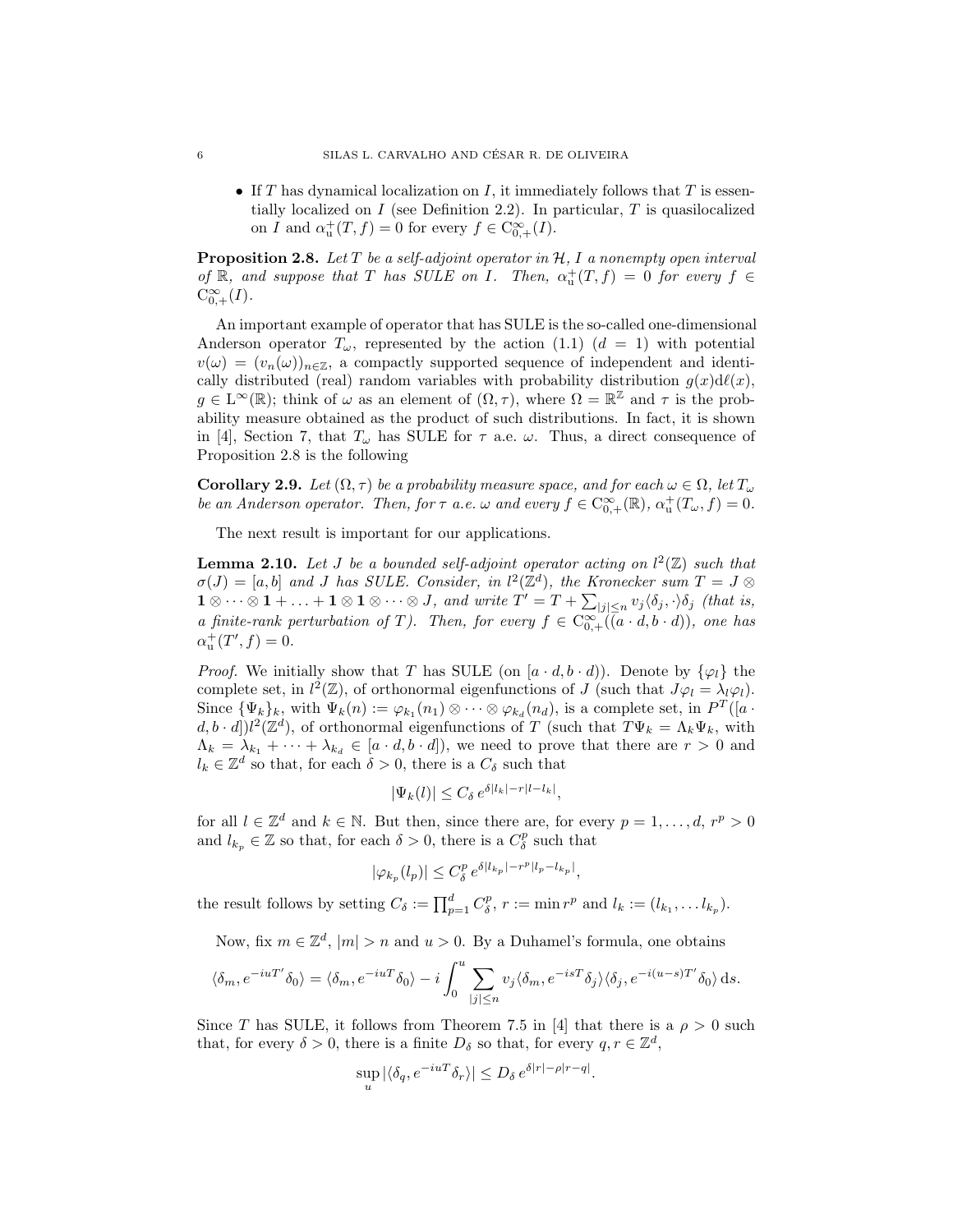- If $T$ has dynamical localization on $I$, it immediately follows that $T$ is essentially localized on $I$ (see Definition 2.2). In particular, $T$ is quasilocalized on $I$ and $\alpha_{\rm u}^+(T,f)=0$ for every $f\in {\rm C}_{0,+}^\infty(I)$.

**Proposition 2.8.** *Let $T$ be a self-adjoint operator in $\mathcal{H}$, $I$ a nonempty open interval of $\mathbb{R}$, and suppose that $T$ has SULE on $I$. Then, $\alpha_{\rm u}^+(T,f)=0$ for every $f\in {\rm C}_{0,+}^\infty(I)$.*

An important example of operator that has SULE is the so-called one-dimensional Anderson operator $T_\omega$, represented by the action (1.1) ($d=1$) with potential $v(\omega)=(v_n(\omega))_{n\in\mathbb{Z}}$, a compactly supported sequence of independent and identically distributed (real) random variables with probability distribution $g(x)\mathrm{d}\ell(x)$, $g\in {\rm L}^\infty(\mathbb{R})$; think of $\omega$ as an element of $(\Omega,\tau)$, where $\Omega=\mathbb{R}^{\mathbb{Z}}$ and $\tau$ is the probability measure obtained as the product of such distributions. In fact, it is shown in [4], Section 7, that $T_\omega$ has SULE for $\tau$ a.e. $\omega$. Thus, a direct consequence of Proposition 2.8 is the following

**Corollary 2.9.** *Let $(\Omega,\tau)$ be a probability measure space, and for each $\omega\in\Omega$, let $T_\omega$ be an Anderson operator. Then, for $\tau$ a.e. $\omega$ and every $f\in {\rm C}_{0,+}^\infty(\mathbb{R})$, $\alpha_{\rm u}^+(T_\omega,f)=0$.*

The next result is important for our applications.

**Lemma 2.10.** *Let $J$ be a bounded self-adjoint operator acting on $l^2(\mathbb{Z})$ such that $\sigma(J)=[a,b]$ and $J$ has SULE. Consider, in $l^2(\mathbb{Z}^d)$, the Kronecker sum $T=J\otimes \mathbf{1}\otimes\cdots\otimes\mathbf{1}+\ldots+\mathbf{1}\otimes\mathbf{1}\otimes\cdots\otimes J$, and write $T'=T+\sum_{|j|\le n}v_j\langle\delta_j,\cdot\rangle\delta_j$ (that is, a finite-rank perturbation of $T$). Then, for every $f\in {\rm C}_{0,+}^\infty((a\cdot d,b\cdot d))$, one has $\alpha_{\rm u}^+(T',f)=0$.*

*Proof.* We initially show that $T$ has SULE (on $[a\cdot d,b\cdot d)$). Denote by $\{\varphi_l\}$ the complete set, in $l^2(\mathbb{Z})$, of orthonormal eigenfunctions of $J$ (such that $J\varphi_l=\lambda_l\varphi_l$). Since $\{\Psi_k\}_k$, with $\Psi_k(n):=\varphi_{k_1}(n_1)\otimes\cdots\otimes\varphi_{k_d}(n_d)$, is a complete set, in $P^T([a\cdot d,b\cdot d])l^2(\mathbb{Z}^d)$, of orthonormal eigenfunctions of $T$ (such that $T\Psi_k=\Lambda_k\Psi_k$, with $\Lambda_k=\lambda_{k_1}+\cdots+\lambda_{k_d}\in[a\cdot d,b\cdot d]$), we need to prove that there are $r>0$ and $l_k\in\mathbb{Z}^d$ so that, for each $\delta>0$, there is a $C_\delta$ such that

$$|\Psi_k(l)|\le C_\delta\, e^{\delta|l_k|-r|l-l_k|},$$

for all $l\in\mathbb{Z}^d$ and $k\in\mathbb{N}$. But then, since there are, for every $p=1,\ldots,d$, $r^p>0$ and $l_{k_p}\in\mathbb{Z}$ so that, for each $\delta>0$, there is a $C_\delta^p$ such that

$$|\varphi_{k_p}(l_p)|\le C_\delta^p\, e^{\delta|l_{k_p}|-r^p|l_p-l_{k_p}|},$$

the result follows by setting $C_\delta:=\prod_{p=1}^d C_\delta^p$, $r:=\min r^p$ and $l_k:=(l_{k_1},\ldots l_{k_p})$.

Now, fix $m\in\mathbb{Z}^d$, $|m|>n$ and $u>0$. By a Duhamel's formula, one obtains

$$\langle\delta_m,e^{-iuT'}\delta_0\rangle=\langle\delta_m,e^{-iuT}\delta_0\rangle-i\int_0^u\sum_{|j|\le n}v_j\langle\delta_m,e^{-isT}\delta_j\rangle\langle\delta_j,e^{-i(u-s)T'}\delta_0\rangle\,\mathrm{d}s.$$

Since $T$ has SULE, it follows from Theorem 7.5 in [4] that there is a $\rho>0$ such that, for every $\delta>0$, there is a finite $D_\delta$ so that, for every $q,r\in\mathbb{Z}^d$,

$$\sup_u|\langle\delta_q,e^{-iuT}\delta_r\rangle|\le D_\delta\, e^{\delta|r|-\rho|r-q|}.$$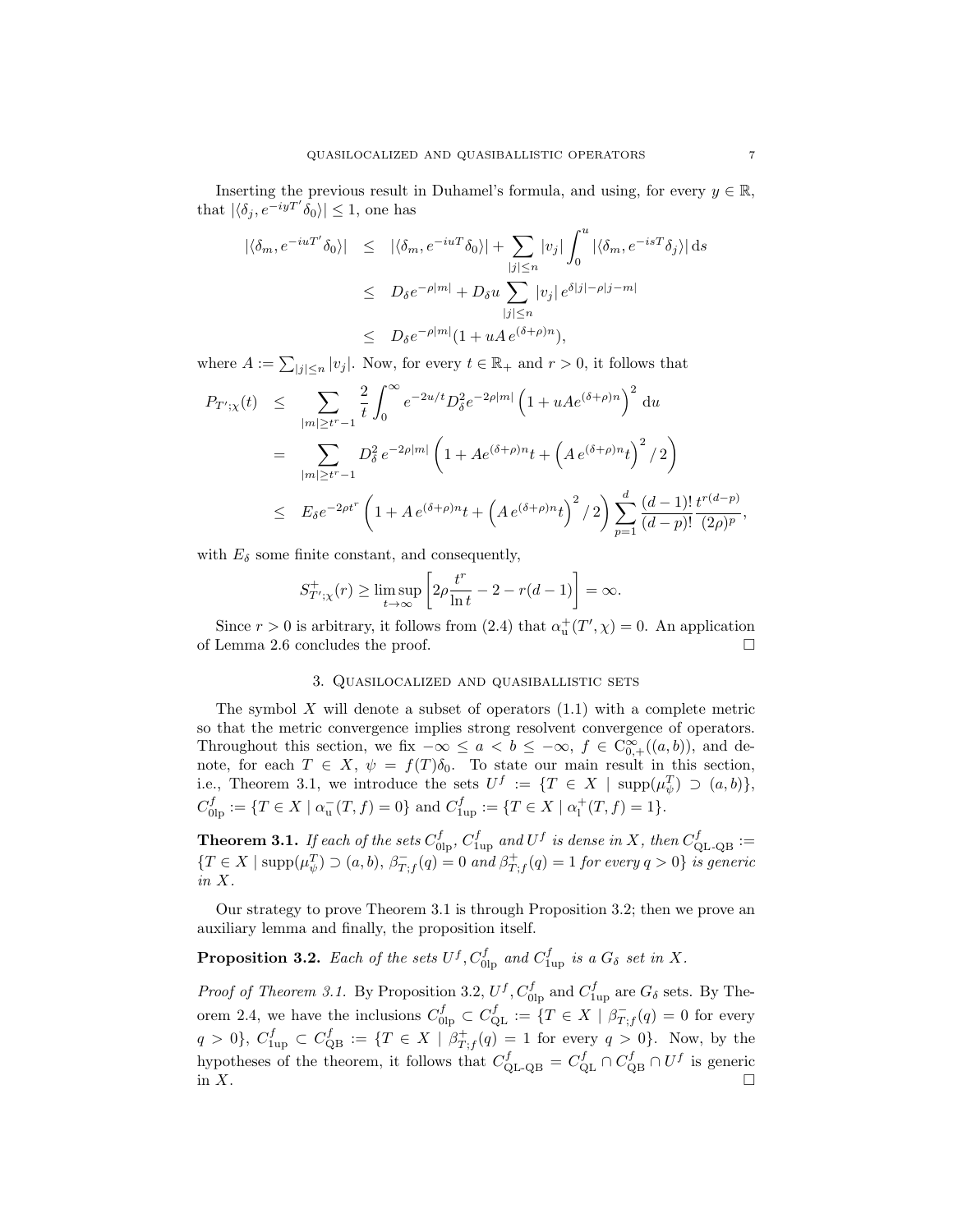Inserting the previous result in Duhamel's formula, and using, for every $y \in \mathbb{R}$, that $|\langle \delta_j, e^{-iyT'}\delta_0\rangle| \leq 1$, one has

$$
\begin{aligned}
|\langle \delta_m, e^{-iuT'}\delta_0\rangle| &\leq |\langle \delta_m, e^{-iuT}\delta_0\rangle| + \sum_{|j|\leq n} |v_j| \int_0^u |\langle \delta_m, e^{-isT}\delta_j\rangle| \,\mathrm{d}s \\
&\leq D_\delta e^{-\rho|m|} + D_\delta u \sum_{|j|\leq n} |v_j|\, e^{\delta|j|-\rho|j-m|} \\
&\leq D_\delta e^{-\rho|m|}(1 + uA\, e^{(\delta+\rho)n}),
\end{aligned}
$$

where $A := \sum_{|j|\leq n} |v_j|$. Now, for every $t \in \mathbb{R}_+$ and $r > 0$, it follows that

$$
\begin{aligned}
P_{T';\chi}(t) &\leq \sum_{|m|\geq t^r - 1} \frac{2}{t}\int_0^\infty e^{-2u/t} D_\delta^2 e^{-2\rho|m|}\left(1 + uAe^{(\delta+\rho)n}\right)^2 \mathrm{d}u \\
&= \sum_{|m|\geq t^r - 1} D_\delta^2\, e^{-2\rho|m|}\left(1 + Ae^{(\delta+\rho)n}t + \left(A\, e^{(\delta+\rho)n}t\right)^2/2\right) \\
&\leq E_\delta e^{-2\rho t^r}\left(1 + A\, e^{(\delta+\rho)n}t + \left(A\, e^{(\delta+\rho)n}t\right)^2/2\right)\sum_{p=1}^{d}\frac{(d-1)!}{(d-p)!}\frac{t^{r(d-p)}}{(2\rho)^p},
\end{aligned}
$$

with $E_\delta$ some finite constant, and consequently,

$$
S^+_{T';\chi}(r) \geq \limsup_{t\to\infty}\left[2\rho\frac{t^r}{\ln t} - 2 - r(d-1)\right] = \infty.
$$

Since $r > 0$ is arbitrary, it follows from (2.4) that $\alpha_{\mathrm{u}}^+(T',\chi) = 0$. An application of Lemma 2.6 concludes the proof. $\square$

## 3. Quasilocalized and quasiballistic sets

The symbol $X$ will denote a subset of operators (1.1) with a complete metric so that the metric convergence implies strong resolvent convergence of operators. Throughout this section, we fix $-\infty \leq a < b \leq -\infty$, $f \in \mathrm{C}^\infty_{0,+}((a,b))$, and denote, for each $T \in X$, $\psi = f(T)\delta_0$. To state our main result in this section, i.e., Theorem 3.1, we introduce the sets $U^f := \{T \in X \mid \mathrm{supp}(\mu^T_\psi) \supset (a,b)\}$, $C^f_{\mathrm{0lp}} := \{T \in X \mid \alpha^-_{\mathrm{u}}(T,f) = 0\}$ and $C^f_{\mathrm{1up}} := \{T \in X \mid \alpha^+_{\mathrm{l}}(T,f) = 1\}$.

**Theorem 3.1.** *If each of the sets $C^f_{\mathrm{0lp}}$, $C^f_{\mathrm{1up}}$ and $U^f$ is dense in $X$, then $C^f_{\text{QL-QB}} := \{T \in X \mid \mathrm{supp}(\mu^T_\psi) \supset (a,b),\ \beta^-_{T;f}(q) = 0$ and $\beta^+_{T;f}(q) = 1$ for every $q > 0\}$ is generic in $X$.*

Our strategy to prove Theorem 3.1 is through Proposition 3.2; then we prove an auxiliary lemma and finally, the proposition itself.

**Proposition 3.2.** *Each of the sets $U^f, C^f_{\mathrm{0lp}}$ and $C^f_{\mathrm{1up}}$ is a $G_\delta$ set in $X$.*

*Proof of Theorem 3.1.* By Proposition 3.2, $U^f, C^f_{\mathrm{0lp}}$ and $C^f_{\mathrm{1up}}$ are $G_\delta$ sets. By Theorem 2.4, we have the inclusions $C^f_{\mathrm{0lp}} \subset C^f_{\mathrm{QL}} := \{T \in X \mid \beta^-_{T;f}(q) = 0$ for every $q > 0\}$, $C^f_{\mathrm{1up}} \subset C^f_{\mathrm{QB}} := \{T \in X \mid \beta^+_{T;f}(q) = 1$ for every $q > 0\}$. Now, by the hypotheses of the theorem, it follows that $C^f_{\text{QL-QB}} = C^f_{\mathrm{QL}} \cap C^f_{\mathrm{QB}} \cap U^f$ is generic in $X$. $\square$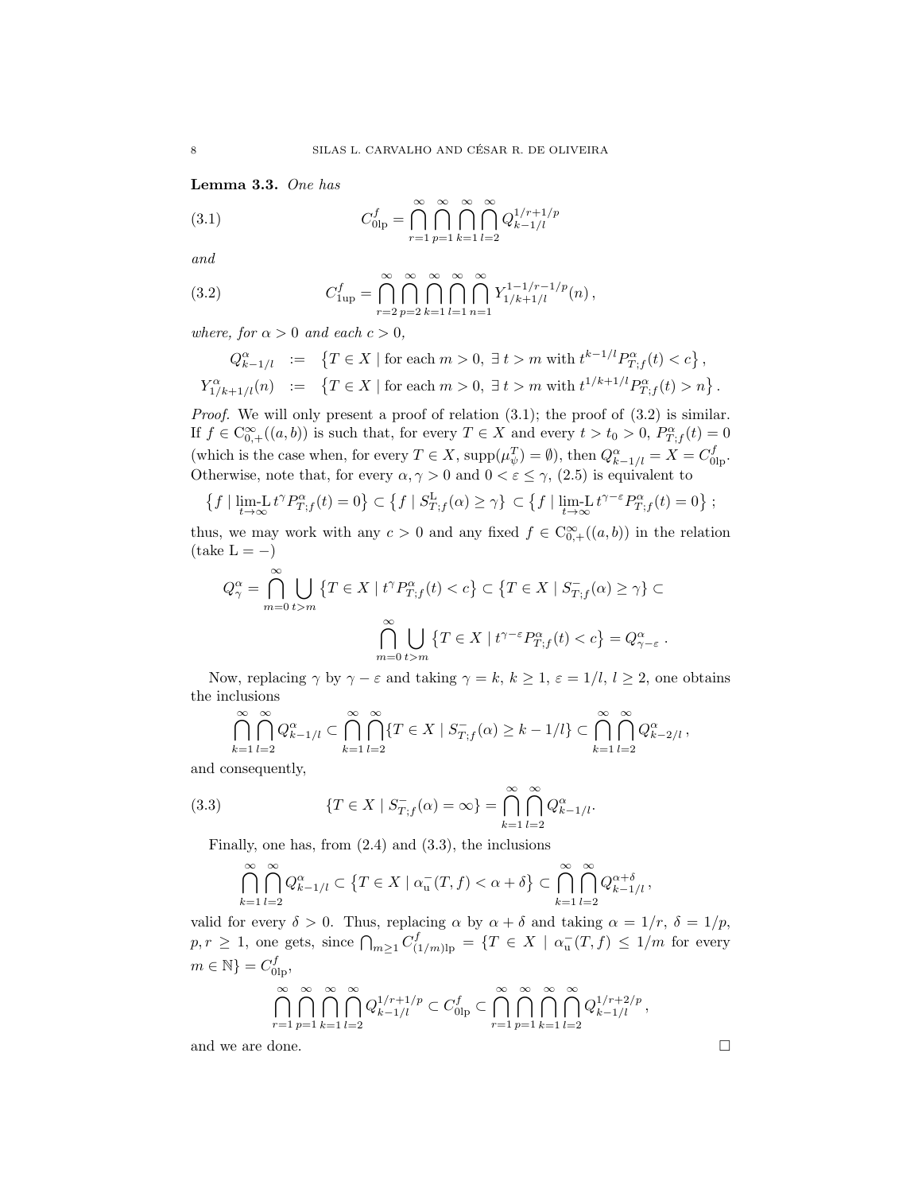**Lemma 3.3.** *One has*

$$C^f_{0\text{lp}} = \bigcap_{r=1}^{\infty}\bigcap_{p=1}^{\infty}\bigcap_{k=1}^{\infty}\bigcap_{l=2}^{\infty} Q^{1/r+1/p}_{k-1/l} \tag{3.1}$$

*and*

$$C^f_{1\text{up}} = \bigcap_{r=2}^{\infty}\bigcap_{p=2}^{\infty}\bigcap_{k=1}^{\infty}\bigcap_{l=1}^{\infty}\bigcap_{n=1}^{\infty} Y^{1-1/r-1/p}_{1/k+1/l}(n)\,, \tag{3.2}$$

*where, for $\alpha > 0$ and each $c > 0$,*

$$\begin{aligned} Q^{\alpha}_{k-1/l} &:= \left\{T \in X \mid \text{for each } m > 0,\ \exists\, t > m \text{ with } t^{k-1/l} P^{\alpha}_{T;f}(t) < c\right\},\\ Y^{\alpha}_{1/k+1/l}(n) &:= \left\{T \in X \mid \text{for each } m > 0,\ \exists\, t > m \text{ with } t^{1/k+1/l} P^{\alpha}_{T;f}(t) > n\right\}. \end{aligned}$$

*Proof.* We will only present a proof of relation (3.1); the proof of (3.2) is similar. If $f \in \mathrm{C}^{\infty}_{0,+}((a,b))$ is such that, for every $T \in X$ and every $t > t_0 > 0$, $P^{\alpha}_{T;f}(t) = 0$ (which is the case when, for every $T \in X$, $\mathrm{supp}(\mu^T_{\psi}) = \emptyset$), then $Q^{\alpha}_{k-1/l} = X = C^f_{0\text{lp}}$. Otherwise, note that, for every $\alpha, \gamma > 0$ and $0 < \varepsilon \le \gamma$, (2.5) is equivalent to

$$\left\{f \mid \operatorname*{lim\text{-}L}_{t\to\infty} t^{\gamma} P^{\alpha}_{T;f}(t) = 0\right\} \subset \left\{f \mid S^{\mathrm{L}}_{T;f}(\alpha) \ge \gamma\right\} \subset \left\{f \mid \operatorname*{lim\text{-}L}_{t\to\infty} t^{\gamma-\varepsilon} P^{\alpha}_{T;f}(t) = 0\right\};$$

thus, we may work with any $c > 0$ and any fixed $f \in \mathrm{C}^{\infty}_{0,+}((a,b))$ in the relation (take $\mathrm{L} = -$)

$$Q^{\alpha}_{\gamma} = \bigcap_{m=0}^{\infty}\bigcup_{t>m}\left\{T \in X \mid t^{\gamma} P^{\alpha}_{T;f}(t) < c\right\} \subset \left\{T \in X \mid S^{-}_{T;f}(\alpha) \ge \gamma\right\} \subset$$

$$\bigcap_{m=0}^{\infty}\bigcup_{t>m}\left\{T \in X \mid t^{\gamma-\varepsilon} P^{\alpha}_{T;f}(t) < c\right\} = Q^{\alpha}_{\gamma-\varepsilon}\,.$$

Now, replacing $\gamma$ by $\gamma - \varepsilon$ and taking $\gamma = k$, $k \ge 1$, $\varepsilon = 1/l$, $l \ge 2$, one obtains the inclusions

$$\bigcap_{k=1}^{\infty}\bigcap_{l=2}^{\infty} Q^{\alpha}_{k-1/l} \subset \bigcap_{k=1}^{\infty}\bigcap_{l=2}^{\infty}\{T \in X \mid S^{-}_{T;f}(\alpha) \ge k - 1/l\} \subset \bigcap_{k=1}^{\infty}\bigcap_{l=2}^{\infty} Q^{\alpha}_{k-2/l}\,,$$

and consequently,

$$\{T \in X \mid S^{-}_{T;f}(\alpha) = \infty\} = \bigcap_{k=1}^{\infty}\bigcap_{l=2}^{\infty} Q^{\alpha}_{k-1/l}. \tag{3.3}$$

Finally, one has, from (2.4) and (3.3), the inclusions

$$\bigcap_{k=1}^{\infty}\bigcap_{l=2}^{\infty} Q^{\alpha}_{k-1/l} \subset \left\{T \in X \mid \alpha^{-}_{\mathrm{u}}(T,f) < \alpha + \delta\right\} \subset \bigcap_{k=1}^{\infty}\bigcap_{l=2}^{\infty} Q^{\alpha+\delta}_{k-1/l}\,,$$

valid for every $\delta > 0$. Thus, replacing $\alpha$ by $\alpha + \delta$ and taking $\alpha = 1/r$, $\delta = 1/p$, $p, r \ge 1$, one gets, since $\bigcap_{m\ge1} C^f_{(1/m)\text{lp}} = \{T \in X \mid \alpha^{-}_{\mathrm{u}}(T,f) \le 1/m$ for every $m \in \mathbb{N}\} = C^f_{0\text{lp}}$,

$$\bigcap_{r=1}^{\infty}\bigcap_{p=1}^{\infty}\bigcap_{k=1}^{\infty}\bigcap_{l=2}^{\infty} Q^{1/r+1/p}_{k-1/l} \subset C^f_{0\text{lp}} \subset \bigcap_{r=1}^{\infty}\bigcap_{p=1}^{\infty}\bigcap_{k=1}^{\infty}\bigcap_{l=2}^{\infty} Q^{1/r+2/p}_{k-1/l}\,,$$

and we are done. □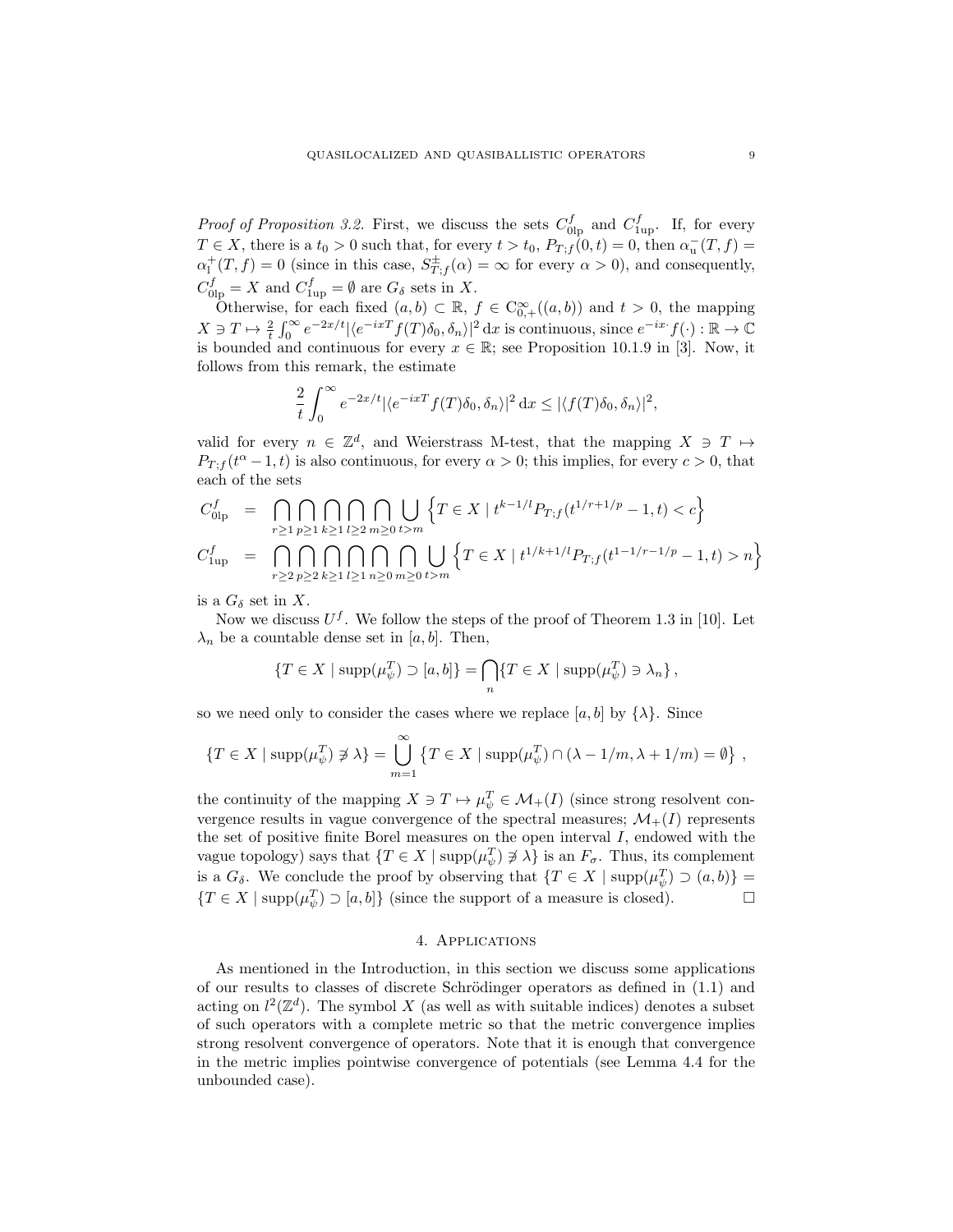*Proof of Proposition 3.2.* First, we discuss the sets $C^f_{0\mathrm{lp}}$ and $C^f_{1\mathrm{up}}$. If, for every $T \in X$, there is a $t_0 > 0$ such that, for every $t > t_0$, $P_{T;f}(0,t) = 0$, then $\alpha^-_{\mathrm{u}}(T,f) = \alpha^+_{\mathrm{l}}(T,f) = 0$ (since in this case, $S^{\pm}_{T;f}(\alpha) = \infty$ for every $\alpha > 0$), and consequently, $C^f_{0\mathrm{lp}} = X$ and $C^f_{1\mathrm{up}} = \emptyset$ are $G_\delta$ sets in $X$.

Otherwise, for each fixed $(a,b) \subset \mathbb{R}$, $f \in \mathrm{C}^\infty_{0,+}((a,b))$ and $t > 0$, the mapping $X \ni T \mapsto \frac{2}{t}\int_0^\infty e^{-2x/t}|\langle e^{-ixT} f(T)\delta_0, \delta_n\rangle|^2\,\mathrm{d}x$ is continuous, since $e^{-ix\cdot} f(\cdot) : \mathbb{R} \to \mathbb{C}$ is bounded and continuous for every $x \in \mathbb{R}$; see Proposition 10.1.9 in [3]. Now, it follows from this remark, the estimate

$$\frac{2}{t}\int_0^\infty e^{-2x/t}|\langle e^{-ixT} f(T)\delta_0, \delta_n\rangle|^2\,\mathrm{d}x \le |\langle f(T)\delta_0, \delta_n\rangle|^2,$$

valid for every $n \in \mathbb{Z}^d$, and Weierstrass M-test, that the mapping $X \ni T \mapsto P_{T;f}(t^\alpha - 1, t)$ is also continuous, for every $\alpha > 0$; this implies, for every $c > 0$, that each of the sets

$$\begin{aligned}
C^f_{0\mathrm{lp}} &= \bigcap_{r\ge 1}\bigcap_{p\ge 1}\bigcap_{k\ge 1}\bigcap_{l\ge 2}\bigcap_{m\ge 0}\bigcup_{t>m}\left\{T \in X \mid t^{k-1/l} P_{T;f}(t^{1/r+1/p} - 1, t) < c\right\}\\
C^f_{1\mathrm{up}} &= \bigcap_{r\ge 2}\bigcap_{p\ge 2}\bigcap_{k\ge 1}\bigcap_{l\ge 1}\bigcap_{n\ge 0}\bigcap_{m\ge 0}\bigcup_{t>m}\left\{T \in X \mid t^{1/k+1/l} P_{T;f}(t^{1-1/r-1/p} - 1, t) > n\right\}
\end{aligned}$$

is a $G_\delta$ set in $X$.

Now we discuss $U^f$. We follow the steps of the proof of Theorem 1.3 in [10]. Let $\lambda_n$ be a countable dense set in $[a,b]$. Then,

$$\{T \in X \mid \mathrm{supp}(\mu^T_\psi) \supset [a,b]\} = \bigcap_n \{T \in X \mid \mathrm{supp}(\mu^T_\psi) \ni \lambda_n\},$$

so we need only to consider the cases where we replace $[a,b]$ by $\{\lambda\}$. Since

$$\{T \in X \mid \mathrm{supp}(\mu^T_\psi) \not\ni \lambda\} = \bigcup_{m=1}^\infty \left\{T \in X \mid \mathrm{supp}(\mu^T_\psi) \cap (\lambda - 1/m, \lambda + 1/m) = \emptyset\right\},$$

the continuity of the mapping $X \ni T \mapsto \mu^T_\psi \in \mathcal{M}_+(I)$ (since strong resolvent convergence results in vague convergence of the spectral measures; $\mathcal{M}_+(I)$ represents the set of positive finite Borel measures on the open interval $I$, endowed with the vague topology) says that $\{T \in X \mid \mathrm{supp}(\mu^T_\psi) \not\ni \lambda\}$ is an $F_\sigma$. Thus, its complement is a $G_\delta$. We conclude the proof by observing that $\{T \in X \mid \mathrm{supp}(\mu^T_\psi) \supset (a,b)\} = \{T \in X \mid \mathrm{supp}(\mu^T_\psi) \supset [a,b]\}$ (since the support of a measure is closed). $\square$

## 4. Applications

As mentioned in the Introduction, in this section we discuss some applications of our results to classes of discrete Schrödinger operators as defined in (1.1) and acting on $l^2(\mathbb{Z}^d)$. The symbol $X$ (as well as with suitable indices) denotes a subset of such operators with a complete metric so that the metric convergence implies strong resolvent convergence of operators. Note that it is enough that convergence in the metric implies pointwise convergence of potentials (see Lemma 4.4 for the unbounded case).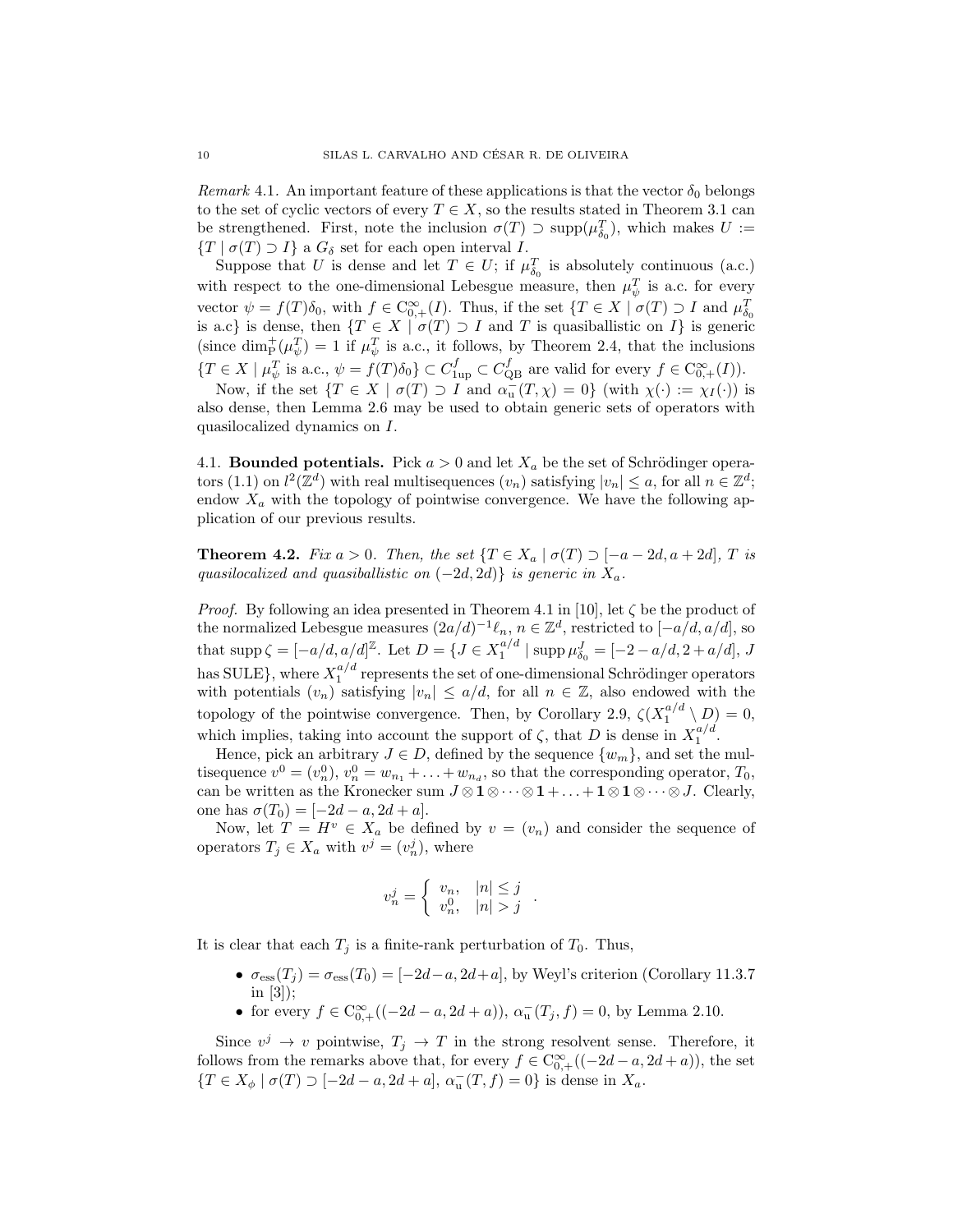*Remark* 4.1. An important feature of these applications is that the vector $\delta_0$ belongs to the set of cyclic vectors of every $T \in X$, so the results stated in Theorem 3.1 can be strengthened. First, note the inclusion $\sigma(T) \supset \operatorname{supp}(\mu^T_{\delta_0})$, which makes $U := \{T \mid \sigma(T) \supset I\}$ a $G_\delta$ set for each open interval $I$.

Suppose that $U$ is dense and let $T \in U$; if $\mu^T_{\delta_0}$ is absolutely continuous (a.c.) with respect to the one-dimensional Lebesgue measure, then $\mu^T_\psi$ is a.c. for every vector $\psi = f(T)\delta_0$, with $f \in C^\infty_{0,+}(I)$. Thus, if the set $\{T \in X \mid \sigma(T) \supset I$ and $\mu^T_{\delta_0}$ is a.c$\}$ is dense, then $\{T \in X \mid \sigma(T) \supset I$ and $T$ is quasiballistic on $I\}$ is generic (since $\dim^+_{\mathrm{P}}(\mu^T_\psi) = 1$ if $\mu^T_\psi$ is a.c., it follows, by Theorem 2.4, that the inclusions $\{T \in X \mid \mu^T_\psi \text{ is a.c., } \psi = f(T)\delta_0\} \subset C^f_{1\mathrm{up}} \subset C^f_{\mathrm{QB}}$ are valid for every $f \in C^\infty_{0,+}(I)$).

Now, if the set $\{T \in X \mid \sigma(T) \supset I$ and $\alpha^-_{\mathrm{u}}(T, \chi) = 0\}$ (with $\chi(\cdot) := \chi_I(\cdot)$) is also dense, then Lemma 2.6 may be used to obtain generic sets of operators with quasilocalized dynamics on $I$.

4.1. **Bounded potentials.** Pick $a > 0$ and let $X_a$ be the set of Schrödinger operators (1.1) on $l^2(\mathbb{Z}^d)$ with real multisequences $(v_n)$ satisfying $|v_n| \le a$, for all $n \in \mathbb{Z}^d$; endow $X_a$ with the topology of pointwise convergence. We have the following application of our previous results.

**Theorem 4.2.** *Fix $a > 0$. Then, the set $\{T \in X_a \mid \sigma(T) \supset [-a - 2d, a + 2d]$, $T$ is quasilocalized and quasiballistic on $(-2d, 2d)\}$ is generic in $X_a$.*

*Proof.* By following an idea presented in Theorem 4.1 in [10], let $\zeta$ be the product of the normalized Lebesgue measures $(2a/d)^{-1}\ell_n$, $n \in \mathbb{Z}^d$, restricted to $[-a/d, a/d]$, so that $\operatorname{supp}\zeta = [-a/d, a/d]^{\mathbb{Z}}$. Let $D = \{J \in X^{a/d}_1 \mid \operatorname{supp}\mu^J_{\delta_0} = [-2 - a/d, 2 + a/d]$, $J$ has SULE$\}$, where $X^{a/d}_1$ represents the set of one-dimensional Schrödinger operators with potentials $(v_n)$ satisfying $|v_n| \le a/d$, for all $n \in \mathbb{Z}$, also endowed with the topology of the pointwise convergence. Then, by Corollary 2.9, $\zeta(X^{a/d}_1 \setminus D) = 0$, which implies, taking into account the support of $\zeta$, that $D$ is dense in $X^{a/d}_1$.

Hence, pick an arbitrary $J \in D$, defined by the sequence $\{w_m\}$, and set the multisequence $v^0 = (v^0_n)$, $v^0_n = w_{n_1} + \ldots + w_{n_d}$, so that the corresponding operator, $T_0$, can be written as the Kronecker sum $J \otimes \mathbf{1} \otimes \cdots \otimes \mathbf{1} + \ldots + \mathbf{1} \otimes \mathbf{1} \otimes \cdots \otimes J$. Clearly, one has $\sigma(T_0) = [-2d - a, 2d + a]$.

Now, let $T = H^v \in X_a$ be defined by $v = (v_n)$ and consider the sequence of operators $T_j \in X_a$ with $v^j = (v^j_n)$, where

$$v^j_n = \begin{cases} v_n, & |n| \le j \\ v^0_n, & |n| > j \end{cases}.$$

It is clear that each $T_j$ is a finite-rank perturbation of $T_0$. Thus,

- $\sigma_{\mathrm{ess}}(T_j) = \sigma_{\mathrm{ess}}(T_0) = [-2d - a, 2d + a]$, by Weyl's criterion (Corollary 11.3.7 in [3]);
- for every $f \in C^\infty_{0,+}((-2d - a, 2d + a))$, $\alpha^-_{\mathrm{u}}(T_j, f) = 0$, by Lemma 2.10.

Since $v^j \to v$ pointwise, $T_j \to T$ in the strong resolvent sense. Therefore, it follows from the remarks above that, for every $f \in C^\infty_{0,+}((-2d - a, 2d + a))$, the set $\{T \in X_\phi \mid \sigma(T) \supset [-2d - a, 2d + a]$, $\alpha^-_{\mathrm{u}}(T, f) = 0\}$ is dense in $X_a$.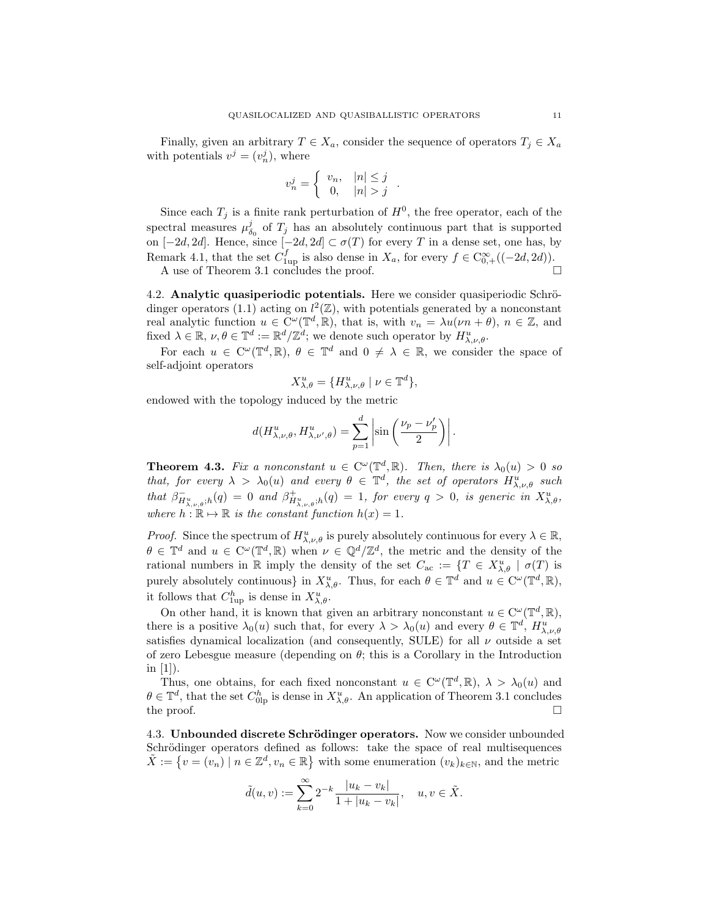Finally, given an arbitrary $T \in X_a$, consider the sequence of operators $T_j \in X_a$ with potentials $v^j = (v_n^j)$, where

$$v_n^j = \left\{ \begin{array}{ll} v_n, & |n| \leq j \\ 0, & |n| > j \end{array} \right. .$$

Since each $T_j$ is a finite rank perturbation of $H^0$, the free operator, each of the spectral measures $\mu_{\delta_0}^j$ of $T_j$ has an absolutely continuous part that is supported on $[-2d, 2d]$. Hence, since $[-2d, 2d] \subset \sigma(T)$ for every $T$ in a dense set, one has, by Remark 4.1, that the set $C_{1\text{up}}^f$ is also dense in $X_a$, for every $f \in \mathrm{C}_{0,+}^\infty((-2d, 2d))$.

A use of Theorem 3.1 concludes the proof. $\square$

## 4.2. Analytic quasiperiodic potentials.

Here we consider quasiperiodic Schrödinger operators (1.1) acting on $l^2(\mathbb{Z})$, with potentials generated by a nonconstant real analytic function $u \in \mathrm{C}^\omega(\mathbb{T}^d, \mathbb{R})$, that is, with $v_n = \lambda u(\nu n + \theta)$, $n \in \mathbb{Z}$, and fixed $\lambda \in \mathbb{R}$, $\nu, \theta \in \mathbb{T}^d := \mathbb{R}^d/\mathbb{Z}^d$; we denote such operator by $H_{\lambda,\nu,\theta}^u$.

For each $u \in \mathrm{C}^\omega(\mathbb{T}^d, \mathbb{R})$, $\theta \in \mathbb{T}^d$ and $0 \neq \lambda \in \mathbb{R}$, we consider the space of self-adjoint operators

$$X_{\lambda,\theta}^u = \{H_{\lambda,\nu,\theta}^u \mid \nu \in \mathbb{T}^d\},$$

endowed with the topology induced by the metric

$$d(H_{\lambda,\nu,\theta}^u, H_{\lambda,\nu',\theta}^u) = \sum_{p=1}^{d} \left| \sin\left( \frac{\nu_p - \nu_p'}{2} \right) \right|.$$

**Theorem 4.3.** *Fix a nonconstant $u \in \mathrm{C}^\omega(\mathbb{T}^d, \mathbb{R})$. Then, there is $\lambda_0(u) > 0$ so that, for every $\lambda > \lambda_0(u)$ and every $\theta \in \mathbb{T}^d$, the set of operators $H_{\lambda,\nu,\theta}^u$ such that $\beta_{H_{\lambda,\nu,\theta}^u;h}^-(q) = 0$ and $\beta_{H_{\lambda,\nu,\theta}^u;h}^+(q) = 1$, for every $q > 0$, is generic in $X_{\lambda,\theta}^u$, where $h : \mathbb{R} \mapsto \mathbb{R}$ is the constant function $h(x) = 1$.*

*Proof.* Since the spectrum of $H_{\lambda,\nu,\theta}^u$ is purely absolutely continuous for every $\lambda \in \mathbb{R}$, $\theta \in \mathbb{T}^d$ and $u \in \mathrm{C}^\omega(\mathbb{T}^d, \mathbb{R})$ when $\nu \in \mathbb{Q}^d/\mathbb{Z}^d$, the metric and the density of the rational numbers in $\mathbb{R}$ imply the density of the set $C_{\text{ac}} := \{T \in X_{\lambda,\theta}^u \mid \sigma(T)$ is purely absolutely continuous$\}$ in $X_{\lambda,\theta}^u$. Thus, for each $\theta \in \mathbb{T}^d$ and $u \in \mathrm{C}^\omega(\mathbb{T}^d, \mathbb{R})$, it follows that $C_{1\text{up}}^h$ is dense in $X_{\lambda,\theta}^u$.

On other hand, it is known that given an arbitrary nonconstant $u \in \mathrm{C}^\omega(\mathbb{T}^d, \mathbb{R})$, there is a positive $\lambda_0(u)$ such that, for every $\lambda > \lambda_0(u)$ and every $\theta \in \mathbb{T}^d$, $H_{\lambda,\nu,\theta}^u$ satisfies dynamical localization (and consequently, SULE) for all $\nu$ outside a set of zero Lebesgue measure (depending on $\theta$; this is a Corollary in the Introduction in [1]).

Thus, one obtains, for each fixed nonconstant $u \in \mathrm{C}^\omega(\mathbb{T}^d, \mathbb{R})$, $\lambda > \lambda_0(u)$ and $\theta \in \mathbb{T}^d$, that the set $C_{0\text{lp}}^h$ is dense in $X_{\lambda,\theta}^u$. An application of Theorem 3.1 concludes the proof. $\square$

## 4.3. Unbounded discrete Schrödinger operators.

Now we consider unbounded Schrödinger operators defined as follows: take the space of real multisequences $\tilde{X} := \{v = (v_n) \mid n \in \mathbb{Z}^d, v_n \in \mathbb{R}\}$ with some enumeration $(v_k)_{k \in \mathbb{N}}$, and the metric

$$\tilde{d}(u, v) := \sum_{k=0}^{\infty} 2^{-k} \frac{|u_k - v_k|}{1 + |u_k - v_k|}, \quad u, v \in \tilde{X}.$$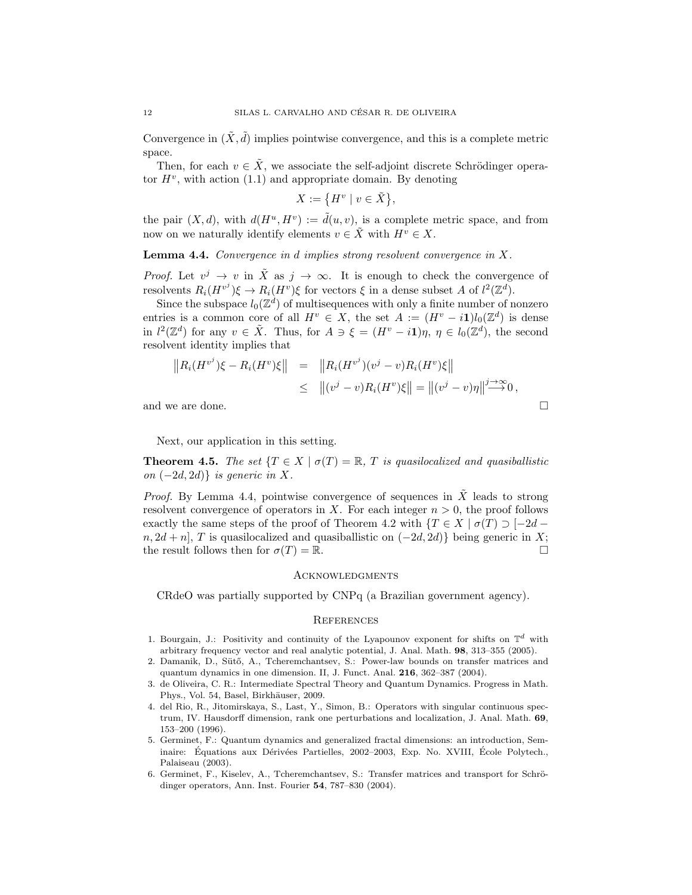Convergence in $(\tilde{X}, \tilde{d})$ implies pointwise convergence, and this is a complete metric space.

Then, for each $v \in \tilde{X}$, we associate the self-adjoint discrete Schrödinger operator $H^v$, with action (1.1) and appropriate domain. By denoting

$$X := \{H^v \mid v \in \tilde{X}\},$$

the pair $(X, d)$, with $d(H^u, H^v) := \tilde{d}(u, v)$, is a complete metric space, and from now on we naturally identify elements $v \in \tilde{X}$ with $H^v \in X$.

**Lemma 4.4.** *Convergence in $d$ implies strong resolvent convergence in $X$.*

*Proof.* Let $v^j \to v$ in $\tilde{X}$ as $j \to \infty$. It is enough to check the convergence of resolvents $R_i(H^{v^j})\xi \to R_i(H^v)\xi$ for vectors $\xi$ in a dense subset $A$ of $l^2(\mathbb{Z}^d)$.

Since the subspace $l_0(\mathbb{Z}^d)$ of multisequences with only a finite number of nonzero entries is a common core of all $H^v \in X$, the set $A := (H^v - i\mathbf{1})l_0(\mathbb{Z}^d)$ is dense in $l^2(\mathbb{Z}^d)$ for any $v \in \tilde{X}$. Thus, for $A \ni \xi = (H^v - i\mathbf{1})\eta$, $\eta \in l_0(\mathbb{Z}^d)$, the second resolvent identity implies that

$$\begin{aligned}
\left\|R_i(H^{v^j})\xi - R_i(H^v)\xi\right\| &= \left\|R_i(H^{v^j})(v^j - v)R_i(H^v)\xi\right\| \\
&\leq \left\|(v^j - v)R_i(H^v)\xi\right\| = \left\|(v^j - v)\eta\right\| \overset{j\to\infty}{\longrightarrow} 0\,,
\end{aligned}$$

and we are done. □

Next, our application in this setting.

**Theorem 4.5.** *The set $\{T \in X \mid \sigma(T) = \mathbb{R}$, $T$ is quasilocalized and quasiballistic on $(-2d, 2d)\}$ is generic in $X$.*

*Proof.* By Lemma 4.4, pointwise convergence of sequences in $\tilde{X}$ leads to strong resolvent convergence of operators in $X$. For each integer $n > 0$, the proof follows exactly the same steps of the proof of Theorem 4.2 with $\{T \in X \mid \sigma(T) \supset [-2d - n, 2d + n]$, $T$ is quasilocalized and quasiballistic on $(-2d, 2d)\}$ being generic in $X$; the result follows then for $\sigma(T) = \mathbb{R}$. □

## Acknowledgments

CRdeO was partially supported by CNPq (a Brazilian government agency).

## References

1. Bourgain, J.: Positivity and continuity of the Lyapounov exponent for shifts on $\mathbb{T}^d$ with arbitrary frequency vector and real analytic potential, J. Anal. Math. **98**, 313–355 (2005).
2. Damanik, D., Sütő, A., Tcheremchantsev, S.: Power-law bounds on transfer matrices and quantum dynamics in one dimension. II, J. Funct. Anal. **216**, 362–387 (2004).
3. de Oliveira, C. R.: Intermediate Spectral Theory and Quantum Dynamics. Progress in Math. Phys., Vol. 54, Basel, Birkhäuser, 2009.
4. del Rio, R., Jitomirskaya, S., Last, Y., Simon, B.: Operators with singular continuous spectrum, IV. Hausdorff dimension, rank one perturbations and localization, J. Anal. Math. **69**, 153–200 (1996).
5. Germinet, F.: Quantum dynamics and generalized fractal dimensions: an introduction, Seminaire: Équations aux Dérivées Partielles, 2002–2003, Exp. No. XVIII, École Polytech., Palaiseau (2003).
6. Germinet, F., Kiselev, A., Tcheremchantsev, S.: Transfer matrices and transport for Schrödinger operators, Ann. Inst. Fourier **54**, 787–830 (2004).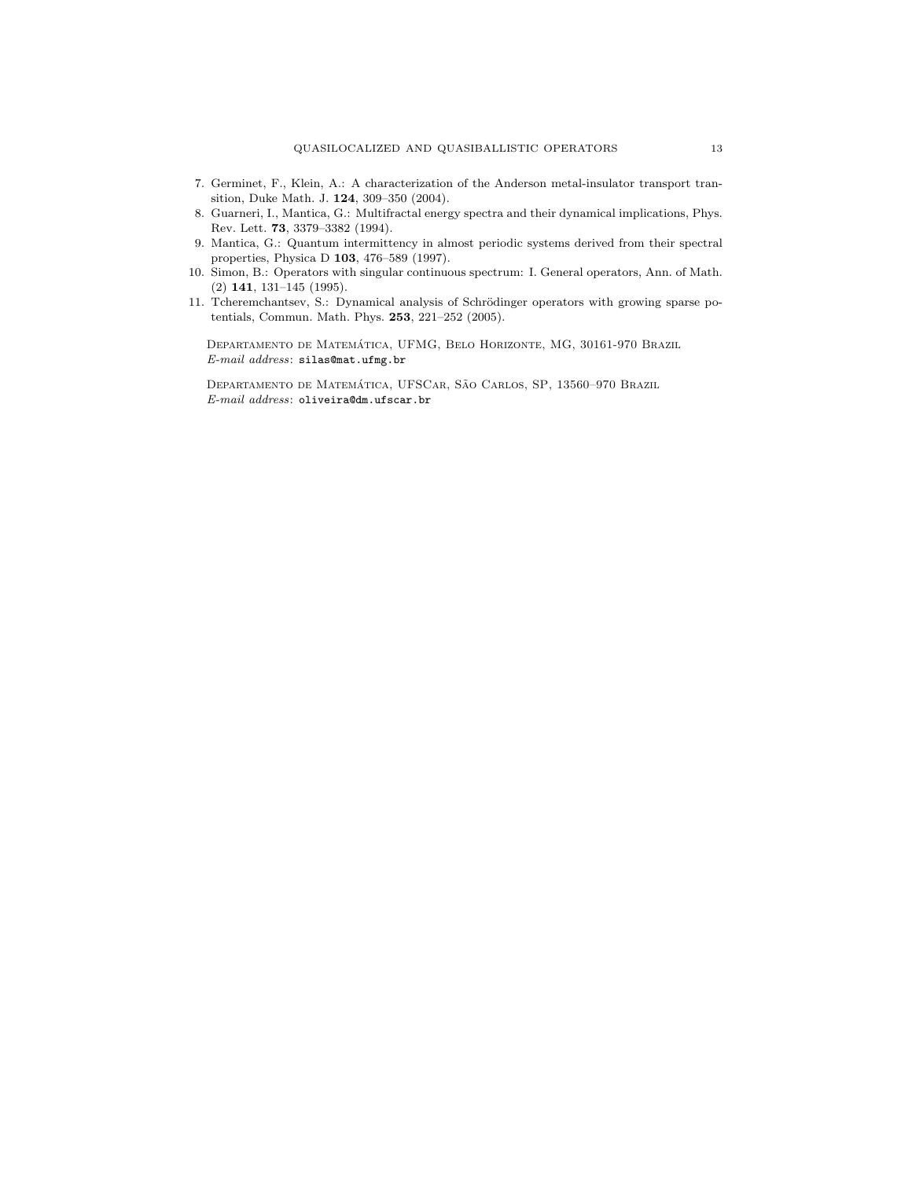7. Germinet, F., Klein, A.: A characterization of the Anderson metal-insulator transport transition, Duke Math. J. **124**, 309–350 (2004).
8. Guarneri, I., Mantica, G.: Multifractal energy spectra and their dynamical implications, Phys. Rev. Lett. **73**, 3379–3382 (1994).
9. Mantica, G.: Quantum intermittency in almost periodic systems derived from their spectral properties, Physica D **103**, 476–589 (1997).
10. Simon, B.: Operators with singular continuous spectrum: I. General operators, Ann. of Math. (2) **141**, 131–145 (1995).
11. Tcheremchantsev, S.: Dynamical analysis of Schrödinger operators with growing sparse potentials, Commun. Math. Phys. **253**, 221–252 (2005).

Departamento de Matemática, UFMG, Belo Horizonte, MG, 30161-970 Brazil
*E-mail address*: `silas@mat.ufmg.br`

Departamento de Matemática, UFSCar, São Carlos, SP, 13560–970 Brazil
*E-mail address*: `oliveira@dm.ufscar.br`